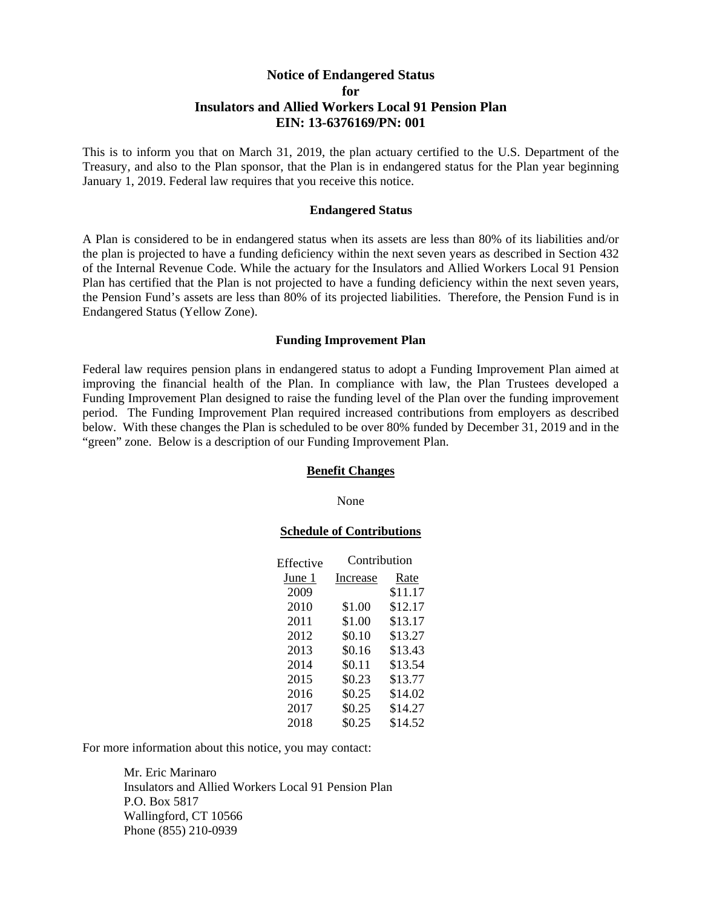# Notice of Endangered Status
# for
# Insulators and Allied Workers Local 91 Pension Plan
# EIN: 13-6376169/PN: 001

This is to inform you that on March 31, 2019, the plan actuary certified to the U.S. Department of the Treasury, and also to the Plan sponsor, that the Plan is in endangered status for the Plan year beginning January 1, 2019. Federal law requires that you receive this notice.

### Endangered Status

A Plan is considered to be in endangered status when its assets are less than 80% of its liabilities and/or the plan is projected to have a funding deficiency within the next seven years as described in Section 432 of the Internal Revenue Code. While the actuary for the Insulators and Allied Workers Local 91 Pension Plan has certified that the Plan is not projected to have a funding deficiency within the next seven years, the Pension Fund's assets are less than 80% of its projected liabilities. Therefore, the Pension Fund is in Endangered Status (Yellow Zone).

### Funding Improvement Plan

Federal law requires pension plans in endangered status to adopt a Funding Improvement Plan aimed at improving the financial health of the Plan. In compliance with law, the Plan Trustees developed a Funding Improvement Plan designed to raise the funding level of the Plan over the funding improvement period. The Funding Improvement Plan required increased contributions from employers as described below. With these changes the Plan is scheduled to be over 80% funded by December 31, 2019 and in the "green" zone. Below is a description of our Funding Improvement Plan.

### Benefit Changes

None

### Schedule of Contributions

| Effective | Contribution | |
|---|---|---|
| June 1 | Increase | Rate |
| 2009 | | $11.17 |
| 2010 | $1.00 | $12.17 |
| 2011 | $1.00 | $13.17 |
| 2012 | $0.10 | $13.27 |
| 2013 | $0.16 | $13.43 |
| 2014 | $0.11 | $13.54 |
| 2015 | $0.23 | $13.77 |
| 2016 | $0.25 | $14.02 |
| 2017 | $0.25 | $14.27 |
| 2018 | $0.25 | $14.52 |

For more information about this notice, you may contact:

Mr. Eric Marinaro
Insulators and Allied Workers Local 91 Pension Plan
P.O. Box 5817
Wallingford, CT 10566
Phone (855) 210-0939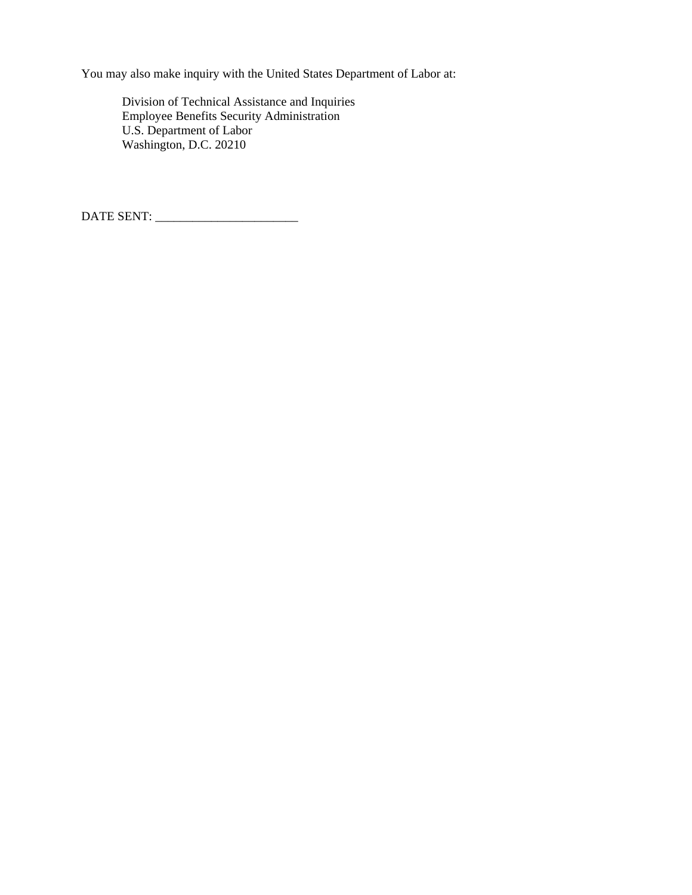You may also make inquiry with the United States Department of Labor at:

> Division of Technical Assistance and Inquiries
> Employee Benefits Security Administration
> U.S. Department of Labor
> Washington, D.C. 20210

DATE SENT: _______________________